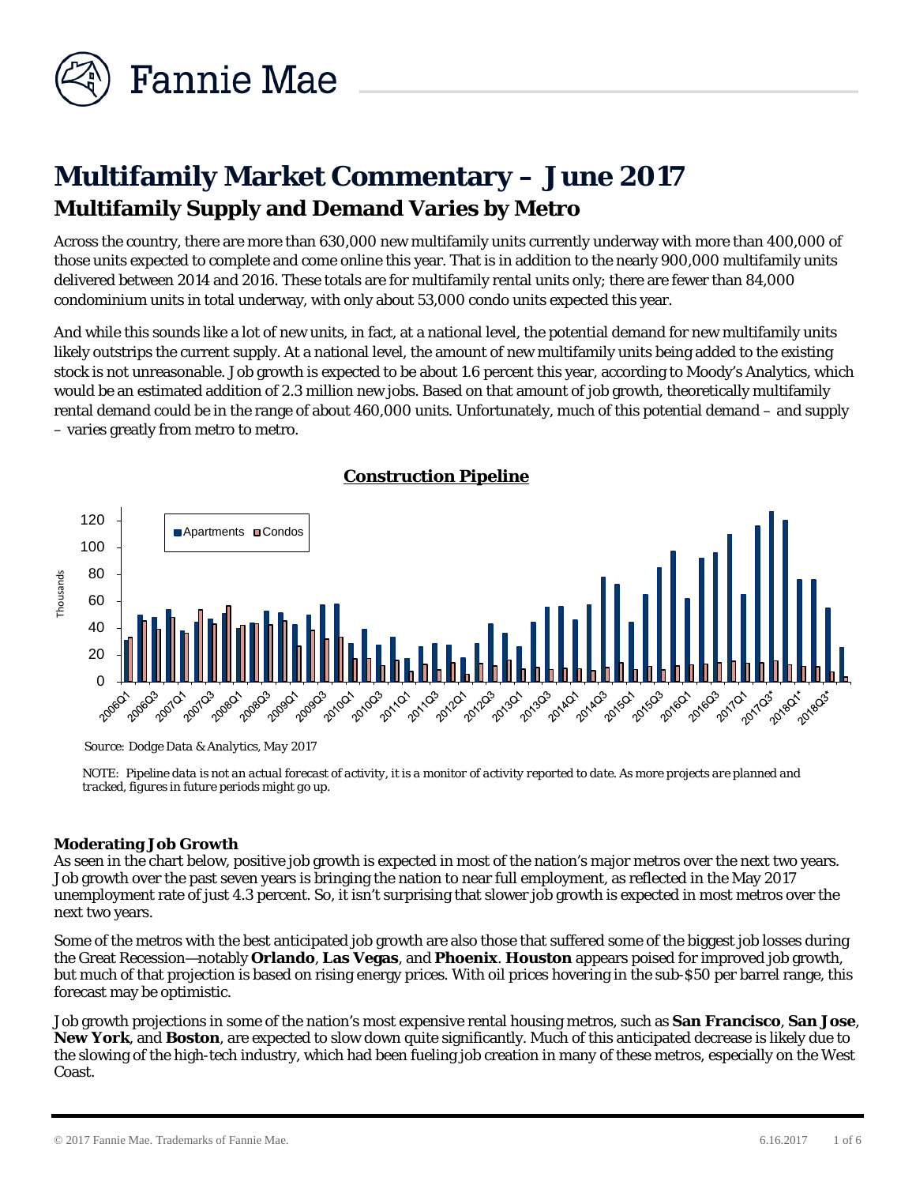# Multifamily Market Commentary – June 2017

## Multifamily Supply and Demand Varies by Metro

Across the country, there are more than 630,000 new multifamily units currently underway with more than 400,000 of those units expected to complete and come online this year. That is in addition to the nearly 900,000 multifamily units delivered between 2014 and 2016. These totals are for multifamily rental units only; there are fewer than 84,000 condominium units in total underway, with only about 53,000 condo units expected this year.

And while this sounds like a lot of new units, in fact, at a national level, the potential demand for new multifamily units likely outstrips the current supply. At a national level, the amount of new multifamily units being added to the existing stock is not unreasonable. Job growth is expected to be about 1.6 percent this year, according to Moody's Analytics, which would be an estimated addition of 2.3 million new jobs. Based on that amount of job growth, theoretically multifamily rental demand could be in the range of about 460,000 units. Unfortunately, much of this potential demand – and supply – varies greatly from metro to metro.

**Construction Pipeline**

*Source: Dodge Data & Analytics, May 2017*

*NOTE: Pipeline data is not an actual forecast of activity, it is a monitor of activity reported to date. As more projects are planned and tracked, figures in future periods might go up.*

### Moderating Job Growth

As seen in the chart below, positive job growth is expected in most of the nation's major metros over the next two years. Job growth over the past seven years is bringing the nation to near full employment, as reflected in the May 2017 unemployment rate of just 4.3 percent. So, it isn't surprising that slower job growth is expected in most metros over the next two years.

Some of the metros with the best anticipated job growth are also those that suffered some of the biggest job losses during the Great Recession—notably **Orlando**, **Las Vegas**, and **Phoenix**. **Houston** appears poised for improved job growth, but much of that projection is based on rising energy prices. With oil prices hovering in the sub-$50 per barrel range, this forecast may be optimistic.

Job growth projections in some of the nation's most expensive rental housing metros, such as **San Francisco**, **San Jose**, **New York**, and **Boston**, are expected to slow down quite significantly. Much of this anticipated decrease is likely due to the slowing of the high-tech industry, which had been fueling job creation in many of these metros, especially on the West Coast.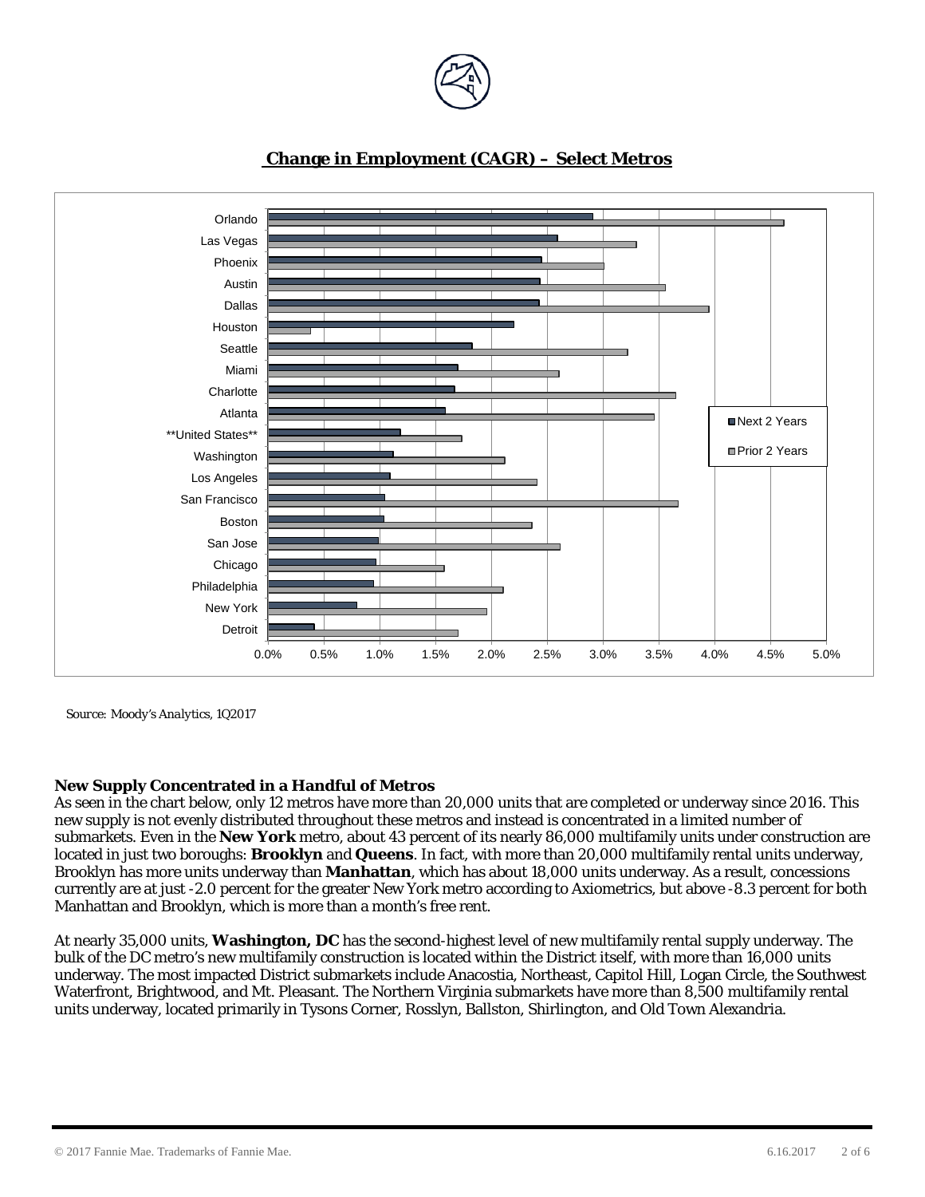## Change in Employment (CAGR) – Select Metros

Source: Moody's Analytics, 1Q2017

**New Supply Concentrated in a Handful of Metros**

As seen in the chart below, only 12 metros have more than 20,000 units that are completed or underway since 2016. This new supply is not evenly distributed throughout these metros and instead is concentrated in a limited number of submarkets. Even in the **New York** metro, about 43 percent of its nearly 86,000 multifamily units under construction are located in just two boroughs: **Brooklyn** and **Queens**. In fact, with more than 20,000 multifamily rental units underway, Brooklyn has more units underway than **Manhattan**, which has about 18,000 units underway. As a result, concessions currently are at just -2.0 percent for the greater New York metro according to Axiometrics, but above -8.3 percent for both Manhattan and Brooklyn, which is more than a month's free rent.

At nearly 35,000 units, **Washington, DC** has the second-highest level of new multifamily rental supply underway. The bulk of the DC metro's new multifamily construction is located within the District itself, with more than 16,000 units underway. The most impacted District submarkets include Anacostia, Northeast, Capitol Hill, Logan Circle, the Southwest Waterfront, Brightwood, and Mt. Pleasant. The Northern Virginia submarkets have more than 8,500 multifamily rental units underway, located primarily in Tysons Corner, Rosslyn, Ballston, Shirlington, and Old Town Alexandria.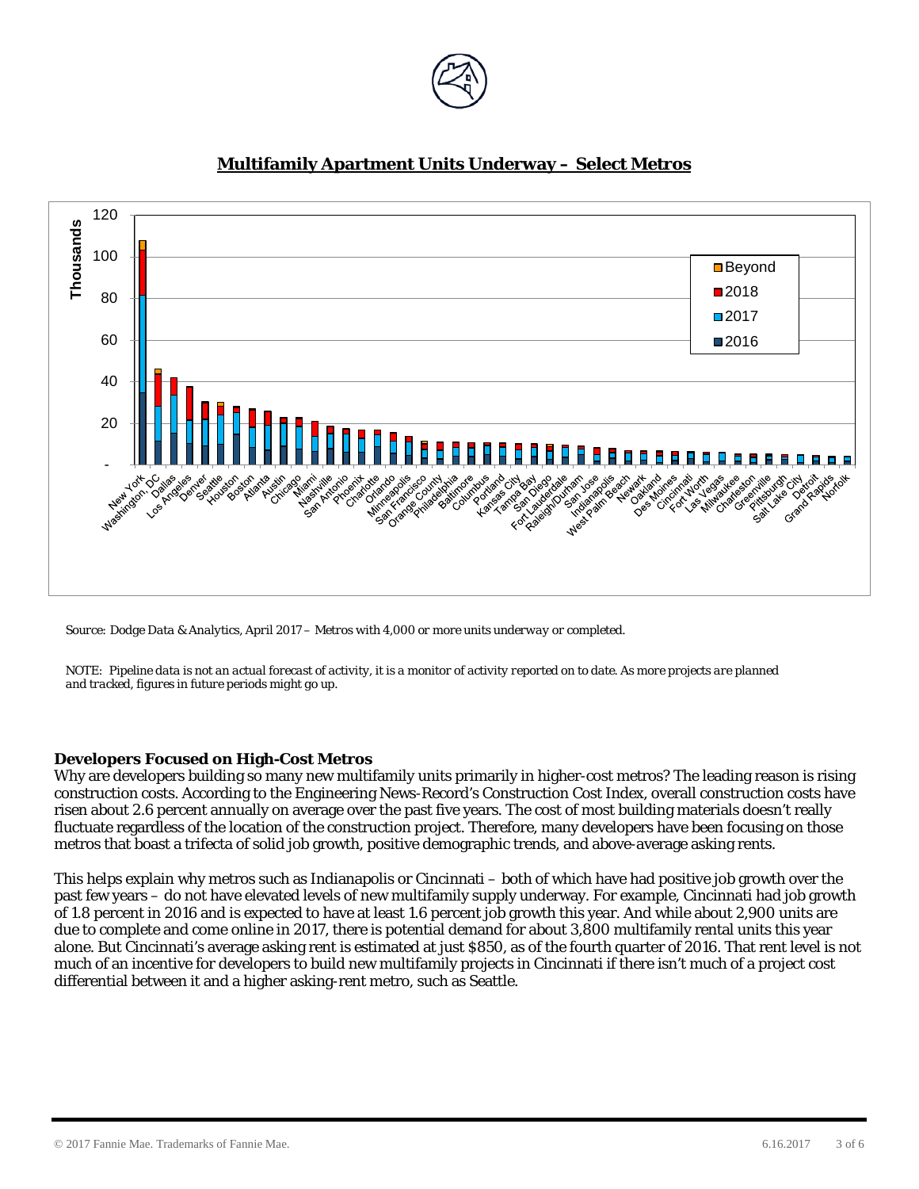## Multifamily Apartment Units Underway – Select Metros

Source: Dodge Data & Analytics, April 2017 – Metros with 4,000 or more units underway or completed.

NOTE: Pipeline data is not an actual forecast of activity, it is a monitor of activity reported on to date. As more projects are planned and tracked, figures in future periods might go up.

### Developers Focused on High-Cost Metros

Why are developers building so many new multifamily units primarily in higher-cost metros? The leading reason is rising construction costs. According to the Engineering News-Record's Construction Cost Index, overall construction costs have risen about 2.6 percent annually on average over the past five years. The cost of most building materials doesn't really fluctuate regardless of the location of the construction project. Therefore, many developers have been focusing on those metros that boast a trifecta of solid job growth, positive demographic trends, and above-average asking rents.

This helps explain why metros such as Indianapolis or Cincinnati – both of which have had positive job growth over the past few years – do not have elevated levels of new multifamily supply underway. For example, Cincinnati had job growth of 1.8 percent in 2016 and is expected to have at least 1.6 percent job growth this year. And while about 2,900 units are due to complete and come online in 2017, there is potential demand for about 3,800 multifamily rental units this year alone. But Cincinnati's average asking rent is estimated at just $850, as of the fourth quarter of 2016. That rent level is not much of an incentive for developers to build new multifamily projects in Cincinnati if there isn't much of a project cost differential between it and a higher asking-rent metro, such as Seattle.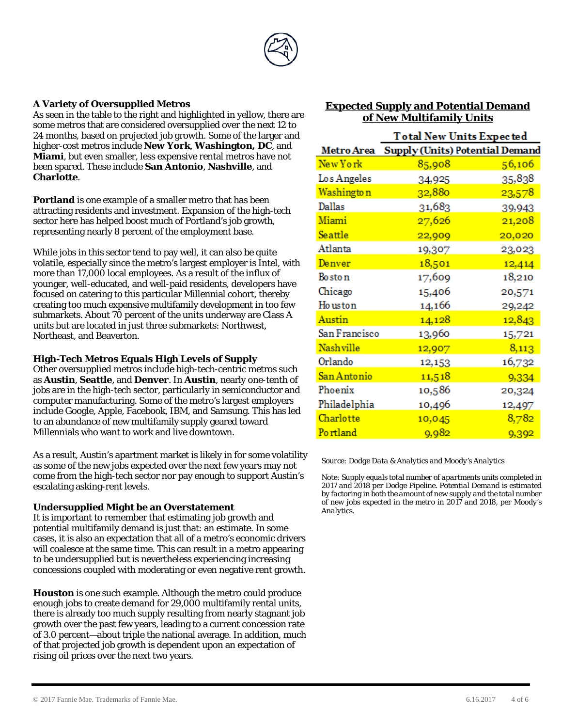### A Variety of Oversupplied Metros

As seen in the table to the right and highlighted in yellow, there are some metros that are considered oversupplied over the next 12 to 24 months, based on projected job growth. Some of the larger and higher-cost metros include **New York**, **Washington, DC**, and **Miami**, but even smaller, less expensive rental metros have not been spared. These include **San Antonio**, **Nashville**, and **Charlotte**.

**Portland** is one example of a smaller metro that has been attracting residents and investment. Expansion of the high-tech sector here has helped boost much of Portland's job growth, representing nearly 8 percent of the employment base.

While jobs in this sector tend to pay well, it can also be quite volatile, especially since the metro's largest employer is Intel, with more than 17,000 local employees. As a result of the influx of younger, well-educated, and well-paid residents, developers have focused on catering to this particular Millennial cohort, thereby creating too much expensive multifamily development in too few submarkets. About 70 percent of the units underway are Class A units but are located in just three submarkets: Northwest, Northeast, and Beaverton.

### High-Tech Metros Equals High Levels of Supply

Other oversupplied metros include high-tech-centric metros such as **Austin**, **Seattle**, and **Denver**. In **Austin**, nearly one-tenth of jobs are in the high-tech sector, particularly in semiconductor and computer manufacturing. Some of the metro's largest employers include Google, Apple, Facebook, IBM, and Samsung. This has led to an abundance of new multifamily supply geared toward Millennials who want to work and live downtown.

As a result, Austin's apartment market is likely in for some volatility as some of the new jobs expected over the next few years may not come from the high-tech sector nor pay enough to support Austin's escalating asking-rent levels.

### Undersupplied Might be an Overstatement

It is important to remember that estimating job growth and potential multifamily demand is just that: an estimate. In some cases, it is also an expectation that all of a metro's economic drivers will coalesce at the same time. This can result in a metro appearing to be undersupplied but is nevertheless experiencing increasing concessions coupled with moderating or even negative rent growth.

**Houston** is one such example. Although the metro could produce enough jobs to create demand for 29,000 multifamily rental units, there is already too much supply resulting from nearly stagnant job growth over the past few years, leading to a current concession rate of 3.0 percent—about triple the national average. In addition, much of that projected job growth is dependent upon an expectation of rising oil prices over the next two years.

### Expected Supply and Potential Demand of New Multifamily Units

| | Total New Units Expected | |
|---|---|---|
| **Metro Area** | **Supply (Units)** | **Potential Demand** |
| New York | 85,908 | 56,106 |
| Los Angeles | 34,925 | 35,838 |
| Washington | 32,880 | 23,578 |
| Dallas | 31,683 | 39,943 |
| Miami | 27,626 | 21,208 |
| Seattle | 22,909 | 20,020 |
| Atlanta | 19,307 | 23,023 |
| Denver | 18,501 | 12,414 |
| Boston | 17,609 | 18,210 |
| Chicago | 15,406 | 20,571 |
| Houston | 14,166 | 29,242 |
| Austin | 14,128 | 12,843 |
| San Francisco | 13,960 | 15,721 |
| Nashville | 12,907 | 8,113 |
| Orlando | 12,153 | 16,732 |
| San Antonio | 11,518 | 9,334 |
| Phoenix | 10,586 | 20,324 |
| Philadelphia | 10,496 | 12,497 |
| Charlotte | 10,045 | 8,782 |
| Portland | 9,982 | 9,392 |

*Source: Dodge Data & Analytics and Moody's Analytics*

*Note: Supply equals total number of apartments units completed in 2017 and 2018 per Dodge Pipeline. Potential Demand is estimated by factoring in both the amount of new supply and the total number of new jobs expected in the metro in 2017 and 2018, per Moody's Analytics.*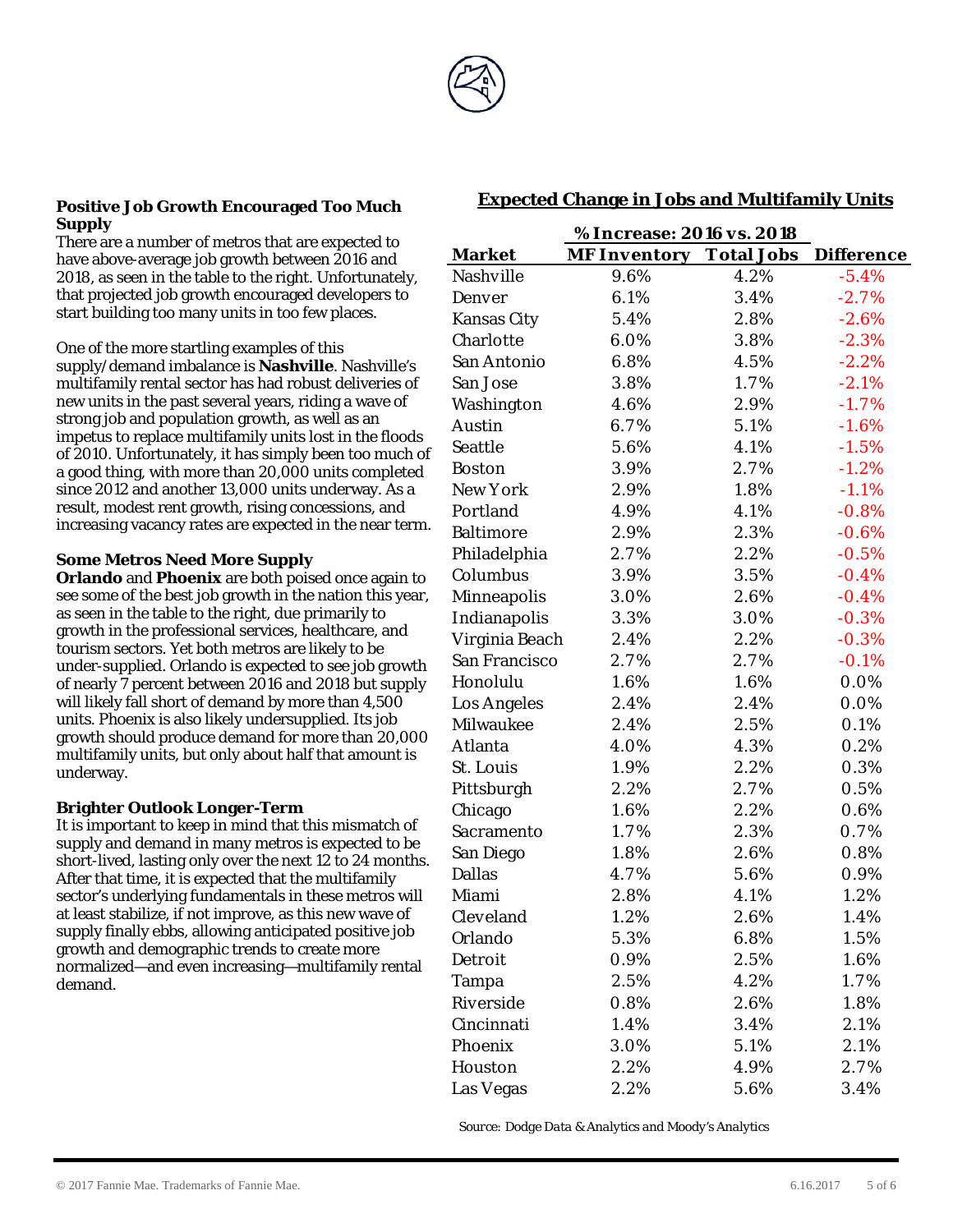### Positive Job Growth Encouraged Too Much Supply

There are a number of metros that are expected to have above-average job growth between 2016 and 2018, as seen in the table to the right. Unfortunately, that projected job growth encouraged developers to start building too many units in too few places.

One of the more startling examples of this supply/demand imbalance is **Nashville**. Nashville's multifamily rental sector has had robust deliveries of new units in the past several years, riding a wave of strong job and population growth, as well as an impetus to replace multifamily units lost in the floods of 2010. Unfortunately, it has simply been too much of a good thing, with more than 20,000 units completed since 2012 and another 13,000 units underway. As a result, modest rent growth, rising concessions, and increasing vacancy rates are expected in the near term.

### Some Metros Need More Supply

**Orlando** and **Phoenix** are both poised once again to see some of the best job growth in the nation this year, as seen in the table to the right, due primarily to growth in the professional services, healthcare, and tourism sectors. Yet both metros are likely to be under-supplied. Orlando is expected to see job growth of nearly 7 percent between 2016 and 2018 but supply will likely fall short of demand by more than 4,500 units. Phoenix is also likely undersupplied. Its job growth should produce demand for more than 20,000 multifamily units, but only about half that amount is underway.

### Brighter Outlook Longer-Term

It is important to keep in mind that this mismatch of supply and demand in many metros is expected to be short-lived, lasting only over the next 12 to 24 months. After that time, it is expected that the multifamily sector's underlying fundamentals in these metros will at least stabilize, if not improve, as this new wave of supply finally ebbs, allowing anticipated positive job growth and demographic trends to create more normalized—and even increasing—multifamily rental demand.

## Expected Change in Jobs and Multifamily Units

| | % Increase: 2016 vs. 2018 | | |
|---|---|---|---|
| **Market** | **MF Inventory** | **Total Jobs** | **Difference** |
| Nashville | 9.6% | 4.2% | -5.4% |
| Denver | 6.1% | 3.4% | -2.7% |
| Kansas City | 5.4% | 2.8% | -2.6% |
| Charlotte | 6.0% | 3.8% | -2.3% |
| San Antonio | 6.8% | 4.5% | -2.2% |
| San Jose | 3.8% | 1.7% | -2.1% |
| Washington | 4.6% | 2.9% | -1.7% |
| Austin | 6.7% | 5.1% | -1.6% |
| Seattle | 5.6% | 4.1% | -1.5% |
| Boston | 3.9% | 2.7% | -1.2% |
| New York | 2.9% | 1.8% | -1.1% |
| Portland | 4.9% | 4.1% | -0.8% |
| Baltimore | 2.9% | 2.3% | -0.6% |
| Philadelphia | 2.7% | 2.2% | -0.5% |
| Columbus | 3.9% | 3.5% | -0.4% |
| Minneapolis | 3.0% | 2.6% | -0.4% |
| Indianapolis | 3.3% | 3.0% | -0.3% |
| Virginia Beach | 2.4% | 2.2% | -0.3% |
| San Francisco | 2.7% | 2.7% | -0.1% |
| Honolulu | 1.6% | 1.6% | 0.0% |
| Los Angeles | 2.4% | 2.4% | 0.0% |
| Milwaukee | 2.4% | 2.5% | 0.1% |
| Atlanta | 4.0% | 4.3% | 0.2% |
| St. Louis | 1.9% | 2.2% | 0.3% |
| Pittsburgh | 2.2% | 2.7% | 0.5% |
| Chicago | 1.6% | 2.2% | 0.6% |
| Sacramento | 1.7% | 2.3% | 0.7% |
| San Diego | 1.8% | 2.6% | 0.8% |
| Dallas | 4.7% | 5.6% | 0.9% |
| Miami | 2.8% | 4.1% | 1.2% |
| Cleveland | 1.2% | 2.6% | 1.4% |
| Orlando | 5.3% | 6.8% | 1.5% |
| Detroit | 0.9% | 2.5% | 1.6% |
| Tampa | 2.5% | 4.2% | 1.7% |
| Riverside | 0.8% | 2.6% | 1.8% |
| Cincinnati | 1.4% | 3.4% | 2.1% |
| Phoenix | 3.0% | 5.1% | 2.1% |
| Houston | 2.2% | 4.9% | 2.7% |
| Las Vegas | 2.2% | 5.6% | 3.4% |

*Source: Dodge Data & Analytics and Moody's Analytics*

© 2017 Fannie Mae. Trademarks of Fannie Mae. 6.16.2017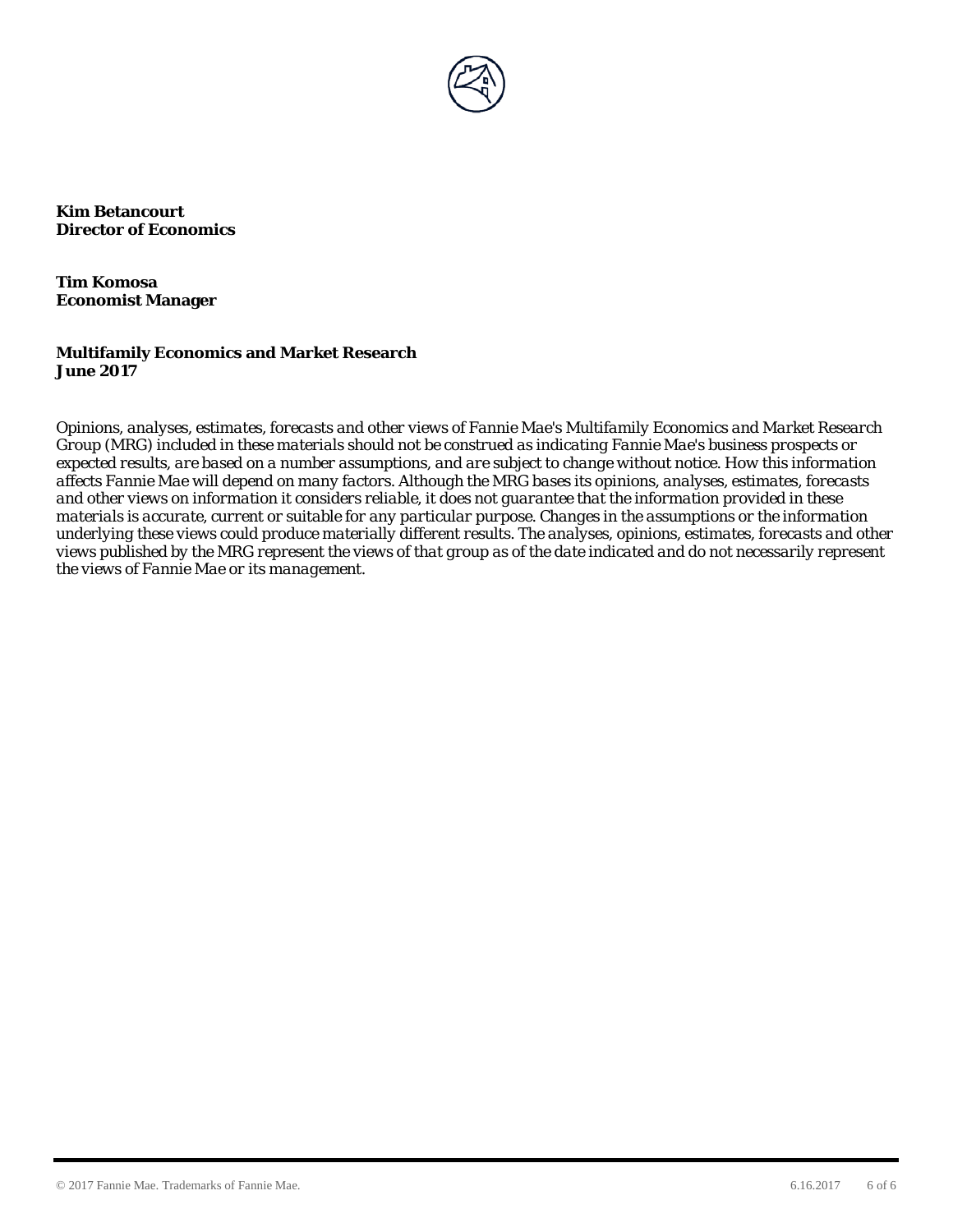**Kim Betancourt**
**Director of Economics**

**Tim Komosa**
**Economist Manager**

**Multifamily Economics and Market Research**
**June 2017**

*Opinions, analyses, estimates, forecasts and other views of Fannie Mae's Multifamily Economics and Market Research Group (MRG) included in these materials should not be construed as indicating Fannie Mae's business prospects or expected results, are based on a number assumptions, and are subject to change without notice. How this information affects Fannie Mae will depend on many factors. Although the MRG bases its opinions, analyses, estimates, forecasts and other views on information it considers reliable, it does not guarantee that the information provided in these materials is accurate, current or suitable for any particular purpose. Changes in the assumptions or the information underlying these views could produce materially different results. The analyses, opinions, estimates, forecasts and other views published by the MRG represent the views of that group as of the date indicated and do not necessarily represent the views of Fannie Mae or its management.*

© 2017 Fannie Mae. Trademarks of Fannie Mae.